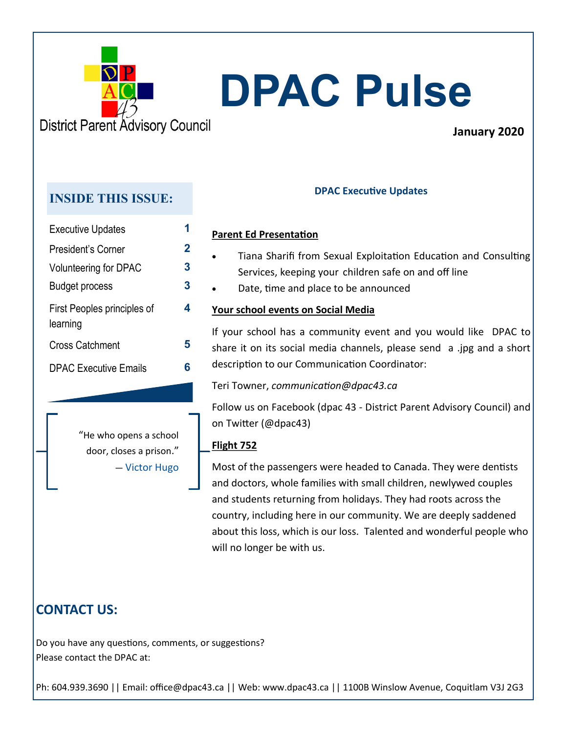District Parent Advisory Council

# DPAC Pulse

**January 2020**

## INSIDE THIS ISSUE:

| | |
|---|---|
| Executive Updates | 1 |
| President's Corner | 2 |
| Volunteering for DPAC | 3 |
| Budget process | 3 |
| First Peoples principles of learning | 4 |
| Cross Catchment | 5 |
| DPAC Executive Emails | 6 |

> "He who opens a school door, closes a prison."
> — Victor Hugo

### DPAC Executive Updates

**Parent Ed Presentation**

- Tiana Sharifi from Sexual Exploitation Education and Consulting Services, keeping your children safe on and off line
- Date, time and place to be announced

**Your school events on Social Media**

If your school has a community event and you would like DPAC to share it on its social media channels, please send a .jpg and a short description to our Communication Coordinator:

Teri Towner, *communication@dpac43.ca*

Follow us on Facebook (dpac 43 - District Parent Advisory Council) and on Twitter (@dpac43)

**Flight 752**

Most of the passengers were headed to Canada. They were dentists and doctors, whole families with small children, newlywed couples and students returning from holidays. They had roots across the country, including here in our community. We are deeply saddened about this loss, which is our loss. Talented and wonderful people who will no longer be with us.

## CONTACT US:

Do you have any questions, comments, or suggestions?
Please contact the DPAC at:

Ph: 604.939.3690 || Email: office@dpac43.ca || Web: www.dpac43.ca || 1100B Winslow Avenue, Coquitlam V3J 2G3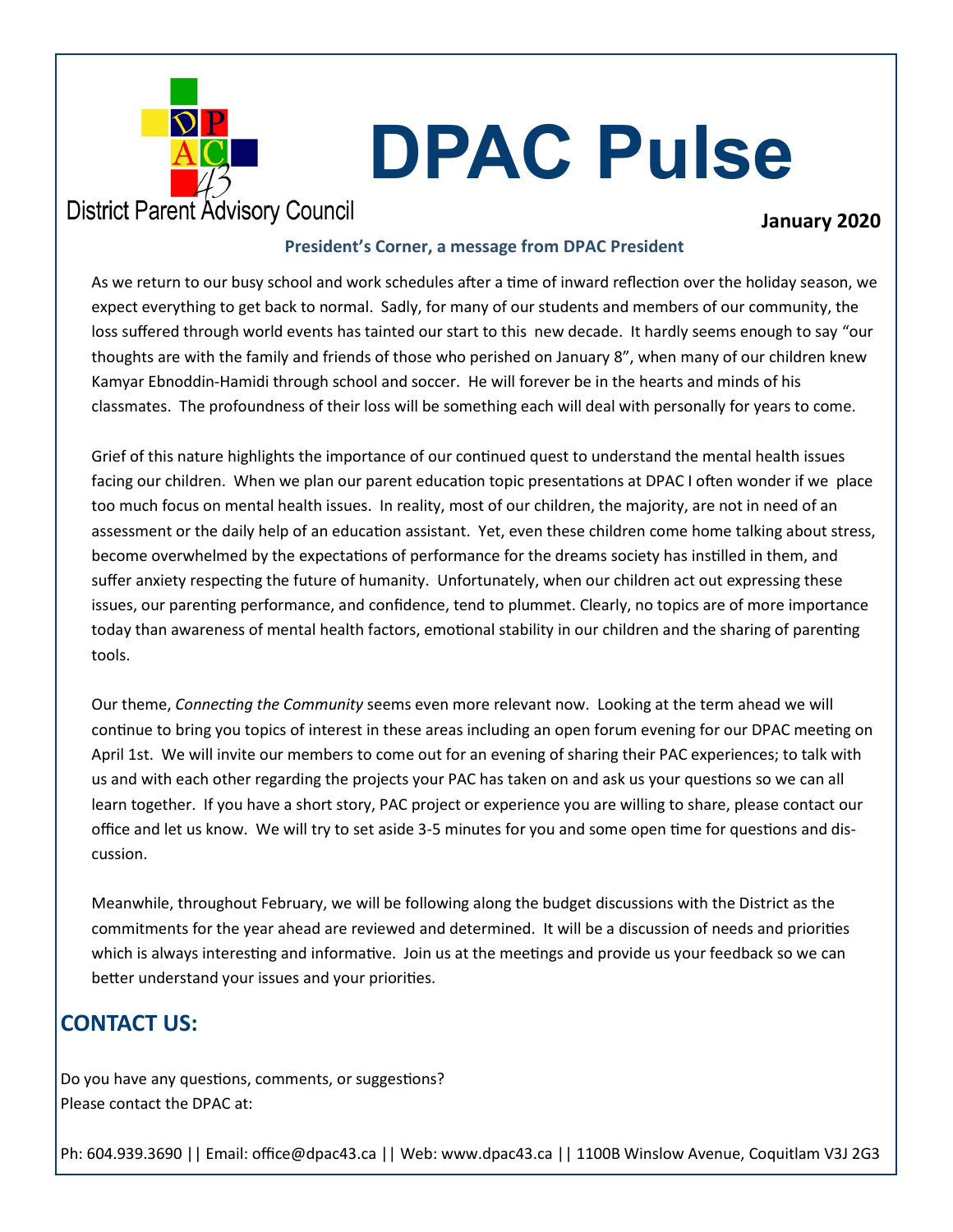District Parent Advisory Council

# DPAC Pulse

**January 2020**

### President's Corner, a message from DPAC President

As we return to our busy school and work schedules after a time of inward reflection over the holiday season, we expect everything to get back to normal. Sadly, for many of our students and members of our community, the loss suffered through world events has tainted our start to this new decade. It hardly seems enough to say "our thoughts are with the family and friends of those who perished on January 8", when many of our children knew Kamyar Ebnoddin-Hamidi through school and soccer. He will forever be in the hearts and minds of his classmates. The profoundness of their loss will be something each will deal with personally for years to come.

Grief of this nature highlights the importance of our continued quest to understand the mental health issues facing our children. When we plan our parent education topic presentations at DPAC I often wonder if we place too much focus on mental health issues. In reality, most of our children, the majority, are not in need of an assessment or the daily help of an education assistant. Yet, even these children come home talking about stress, become overwhelmed by the expectations of performance for the dreams society has instilled in them, and suffer anxiety respecting the future of humanity. Unfortunately, when our children act out expressing these issues, our parenting performance, and confidence, tend to plummet. Clearly, no topics are of more importance today than awareness of mental health factors, emotional stability in our children and the sharing of parenting tools.

Our theme, *Connecting the Community* seems even more relevant now. Looking at the term ahead we will continue to bring you topics of interest in these areas including an open forum evening for our DPAC meeting on April 1st. We will invite our members to come out for an evening of sharing their PAC experiences; to talk with us and with each other regarding the projects your PAC has taken on and ask us your questions so we can all learn together. If you have a short story, PAC project or experience you are willing to share, please contact our office and let us know. We will try to set aside 3-5 minutes for you and some open time for questions and discussion.

Meanwhile, throughout February, we will be following along the budget discussions with the District as the commitments for the year ahead are reviewed and determined. It will be a discussion of needs and priorities which is always interesting and informative. Join us at the meetings and provide us your feedback so we can better understand your issues and your priorities.

## CONTACT US:

Do you have any questions, comments, or suggestions?
Please contact the DPAC at:

Ph: 604.939.3690 || Email: office@dpac43.ca || Web: www.dpac43.ca || 1100B Winslow Avenue, Coquitlam V3J 2G3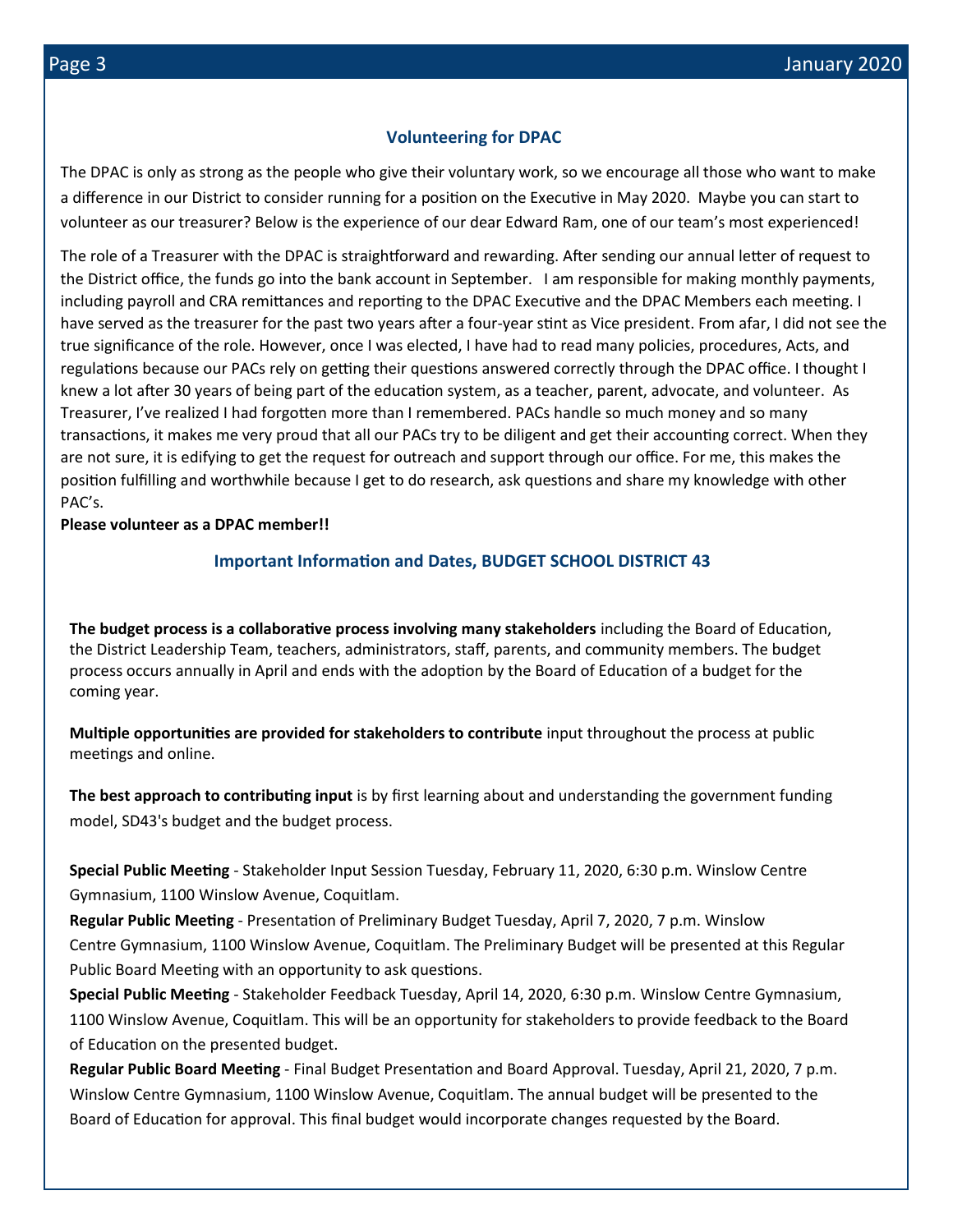## Volunteering for DPAC

The DPAC is only as strong as the people who give their voluntary work, so we encourage all those who want to make a difference in our District to consider running for a position on the Executive in May 2020. Maybe you can start to volunteer as our treasurer? Below is the experience of our dear Edward Ram, one of our team's most experienced!

The role of a Treasurer with the DPAC is straightforward and rewarding. After sending our annual letter of request to the District office, the funds go into the bank account in September. I am responsible for making monthly payments, including payroll and CRA remittances and reporting to the DPAC Executive and the DPAC Members each meeting. I have served as the treasurer for the past two years after a four-year stint as Vice president. From afar, I did not see the true significance of the role. However, once I was elected, I have had to read many policies, procedures, Acts, and regulations because our PACs rely on getting their questions answered correctly through the DPAC office. I thought I knew a lot after 30 years of being part of the education system, as a teacher, parent, advocate, and volunteer. As Treasurer, I've realized I had forgotten more than I remembered. PACs handle so much money and so many transactions, it makes me very proud that all our PACs try to be diligent and get their accounting correct. When they are not sure, it is edifying to get the request for outreach and support through our office. For me, this makes the position fulfilling and worthwhile because I get to do research, ask questions and share my knowledge with other PAC's.

**Please volunteer as a DPAC member!!**

## Important Information and Dates, BUDGET SCHOOL DISTRICT 43

**The budget process is a collaborative process involving many stakeholders** including the Board of Education, the District Leadership Team, teachers, administrators, staff, parents, and community members. The budget process occurs annually in April and ends with the adoption by the Board of Education of a budget for the coming year.

**Multiple opportunities are provided for stakeholders to contribute** input throughout the process at public meetings and online.

**The best approach to contributing input** is by first learning about and understanding the government funding model, SD43's budget and the budget process.

**Special Public Meeting** - Stakeholder Input Session Tuesday, February 11, 2020, 6:30 p.m. Winslow Centre Gymnasium, 1100 Winslow Avenue, Coquitlam.

**Regular Public Meeting** - Presentation of Preliminary Budget Tuesday, April 7, 2020, 7 p.m. Winslow Centre Gymnasium, 1100 Winslow Avenue, Coquitlam. The Preliminary Budget will be presented at this Regular Public Board Meeting with an opportunity to ask questions.

**Special Public Meeting** - Stakeholder Feedback Tuesday, April 14, 2020, 6:30 p.m. Winslow Centre Gymnasium, 1100 Winslow Avenue, Coquitlam. This will be an opportunity for stakeholders to provide feedback to the Board of Education on the presented budget.

**Regular Public Board Meeting** - Final Budget Presentation and Board Approval. Tuesday, April 21, 2020, 7 p.m. Winslow Centre Gymnasium, 1100 Winslow Avenue, Coquitlam. The annual budget will be presented to the Board of Education for approval. This final budget would incorporate changes requested by the Board.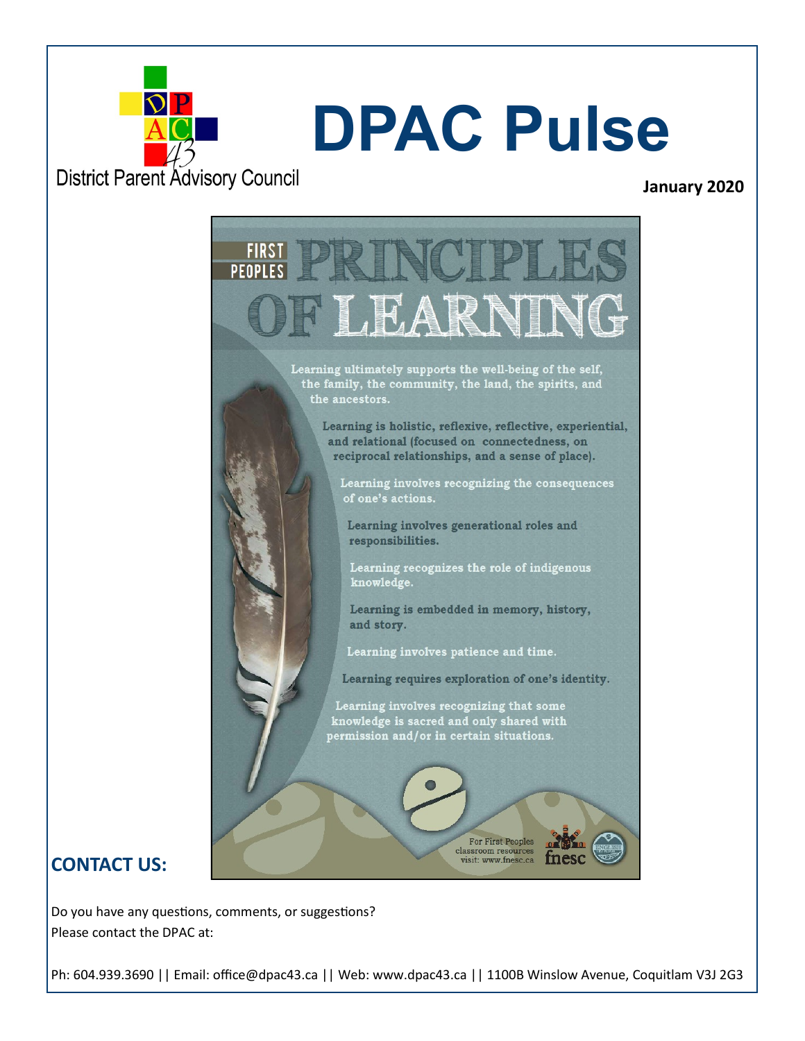District Parent Advisory Council

# DPAC Pulse

**January 2020**

## FIRST PEOPLES PRINCIPLES OF LEARNING

Learning ultimately supports the well-being of the self, the family, the community, the land, the spirits, and the ancestors.

Learning is holistic, reflexive, reflective, experiential, and relational (focused on connectedness, on reciprocal relationships, and a sense of place).

Learning involves recognizing the consequences of one's actions.

Learning involves generational roles and responsibilities.

Learning recognizes the role of indigenous knowledge.

Learning is embedded in memory, history, and story.

Learning involves patience and time.

Learning requires exploration of one's identity.

Learning involves recognizing that some knowledge is sacred and only shared with permission and/or in certain situations.

For First Peoples classroom resources visit: www.fnesc.ca

fnesc

## CONTACT US:

Do you have any questions, comments, or suggestions?
Please contact the DPAC at:

Ph: 604.939.3690 || Email: office@dpac43.ca || Web: www.dpac43.ca || 1100B Winslow Avenue, Coquitlam V3J 2G3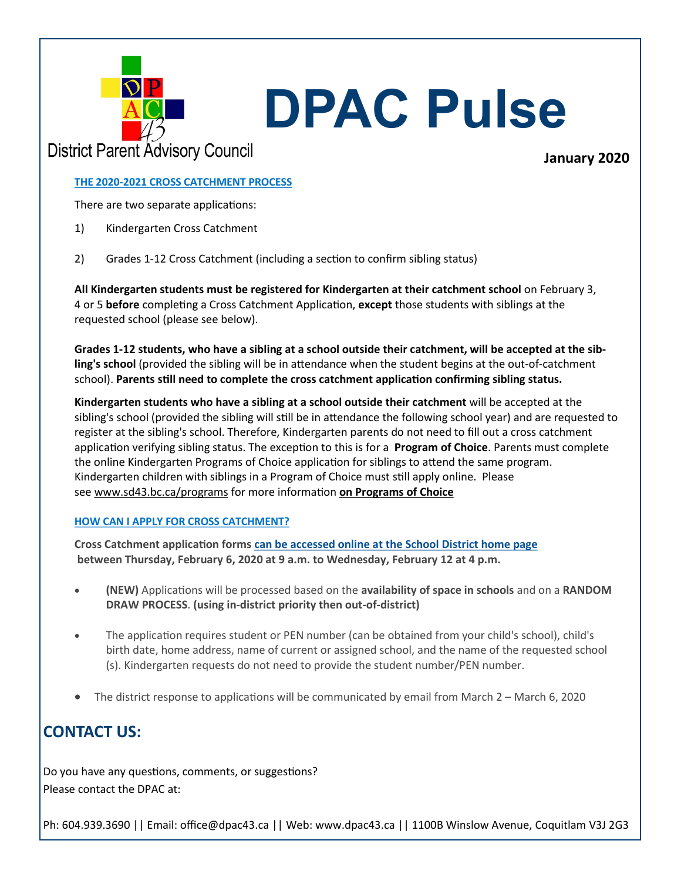District Parent Advisory Council

# DPAC Pulse

**January 2020**

### THE 2020-2021 CROSS CATCHMENT PROCESS

There are two separate applications:

1) Kindergarten Cross Catchment

2) Grades 1-12 Cross Catchment (including a section to confirm sibling status)

**All Kindergarten students must be registered for Kindergarten at their catchment school** on February 3, 4 or 5 **before** completing a Cross Catchment Application, **except** those students with siblings at the requested school (please see below).

**Grades 1-12 students, who have a sibling at a school outside their catchment, will be accepted at the sibling's school** (provided the sibling will be in attendance when the student begins at the out-of-catchment school). **Parents still need to complete the cross catchment application confirming sibling status.**

**Kindergarten students who have a sibling at a school outside their catchment** will be accepted at the sibling's school (provided the sibling will still be in attendance the following school year) and are requested to register at the sibling's school. Therefore, Kindergarten parents do not need to fill out a cross catchment application verifying sibling status. The exception to this is for a **Program of Choice**. Parents must complete the online Kindergarten Programs of Choice application for siblings to attend the same program. Kindergarten children with siblings in a Program of Choice must still apply online. Please see www.sd43.bc.ca/programs for more information **on Programs of Choice**

### HOW CAN I APPLY FOR CROSS CATCHMENT?

**Cross Catchment application forms can be accessed online at the School District home page between Thursday, February 6, 2020 at 9 a.m. to Wednesday, February 12 at 4 p.m.**

- **(NEW)** Applications will be processed based on the **availability of space in schools** and on a **RANDOM DRAW PROCESS**. **(using in-district priority then out-of-district)**
- The application requires student or PEN number (can be obtained from your child's school), child's birth date, home address, name of current or assigned school, and the name of the requested school (s). Kindergarten requests do not need to provide the student number/PEN number.
- The district response to applications will be communicated by email from March 2 – March 6, 2020

## CONTACT US:

Do you have any questions, comments, or suggestions?
Please contact the DPAC at:

Ph: 604.939.3690 || Email: office@dpac43.ca || Web: www.dpac43.ca || 1100B Winslow Avenue, Coquitlam V3J 2G3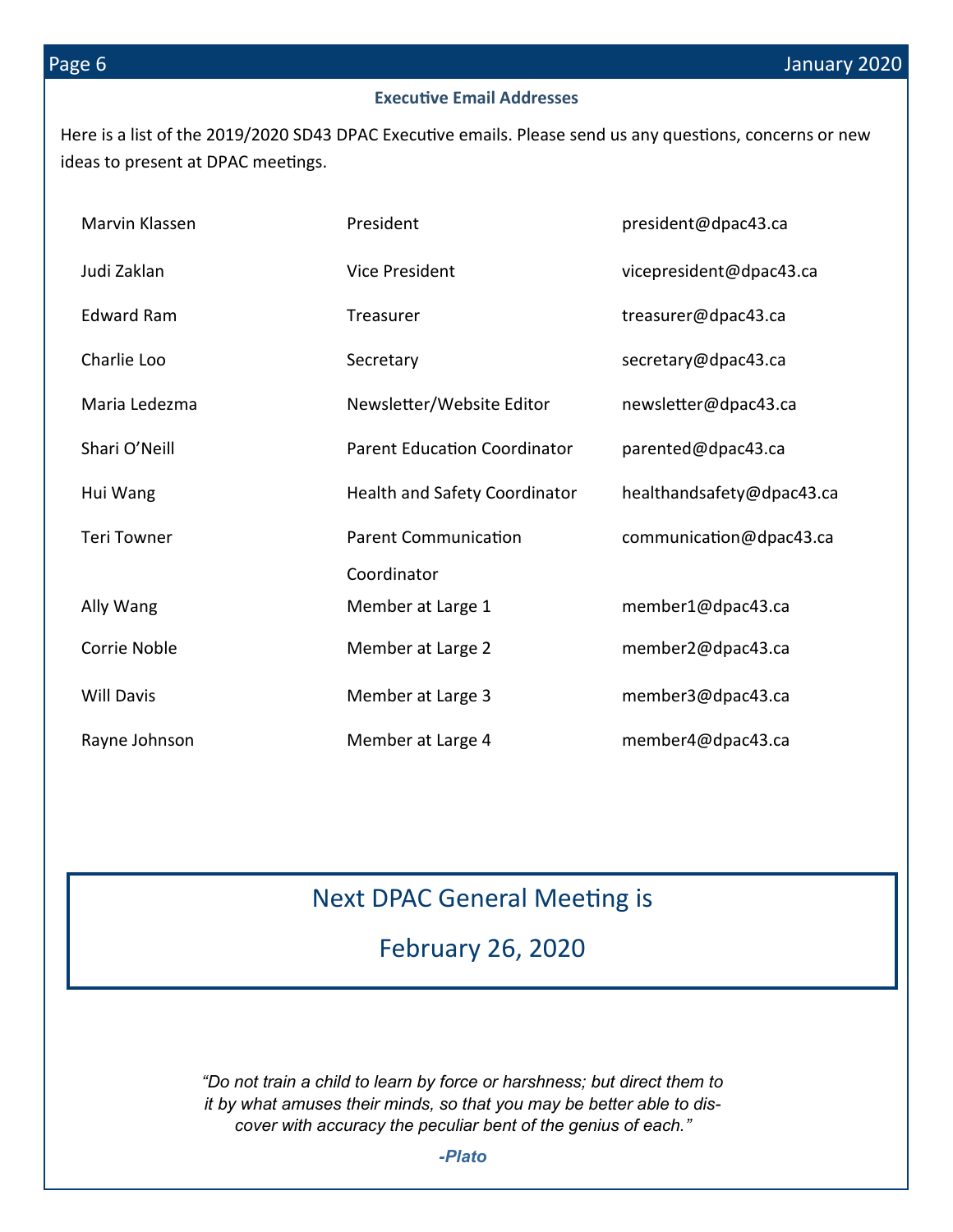### Executive Email Addresses

Here is a list of the 2019/2020 SD43 DPAC Executive emails. Please send us any questions, concerns or new ideas to present at DPAC meetings.

| | | |
|---|---|---|
| Marvin Klassen | President | president@dpac43.ca |
| Judi Zaklan | Vice President | vicepresident@dpac43.ca |
| Edward Ram | Treasurer | treasurer@dpac43.ca |
| Charlie Loo | Secretary | secretary@dpac43.ca |
| Maria Ledezma | Newsletter/Website Editor | newsletter@dpac43.ca |
| Shari O'Neill | Parent Education Coordinator | parented@dpac43.ca |
| Hui Wang | Health and Safety Coordinator | healthandsafety@dpac43.ca |
| Teri Towner | Parent Communication Coordinator | communication@dpac43.ca |
| Ally Wang | Member at Large 1 | member1@dpac43.ca |
| Corrie Noble | Member at Large 2 | member2@dpac43.ca |
| Will Davis | Member at Large 3 | member3@dpac43.ca |
| Rayne Johnson | Member at Large 4 | member4@dpac43.ca |

## Next DPAC General Meeting is

## February 26, 2020

*"Do not train a child to learn by force or harshness; but direct them to it by what amuses their minds, so that you may be better able to discover with accuracy the peculiar bent of the genius of each."*

***-Plato***